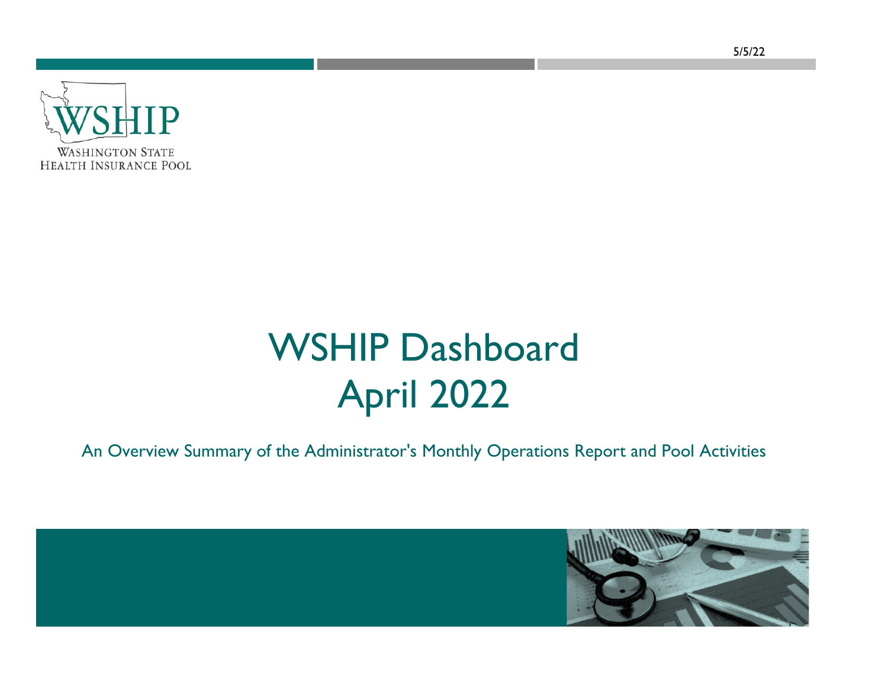5/5/22

WSHIP

WASHINGTON STATE
HEALTH INSURANCE POOL

# WSHIP Dashboard
# April 2022

An Overview Summary of the Administrator's Monthly Operations Report and Pool Activities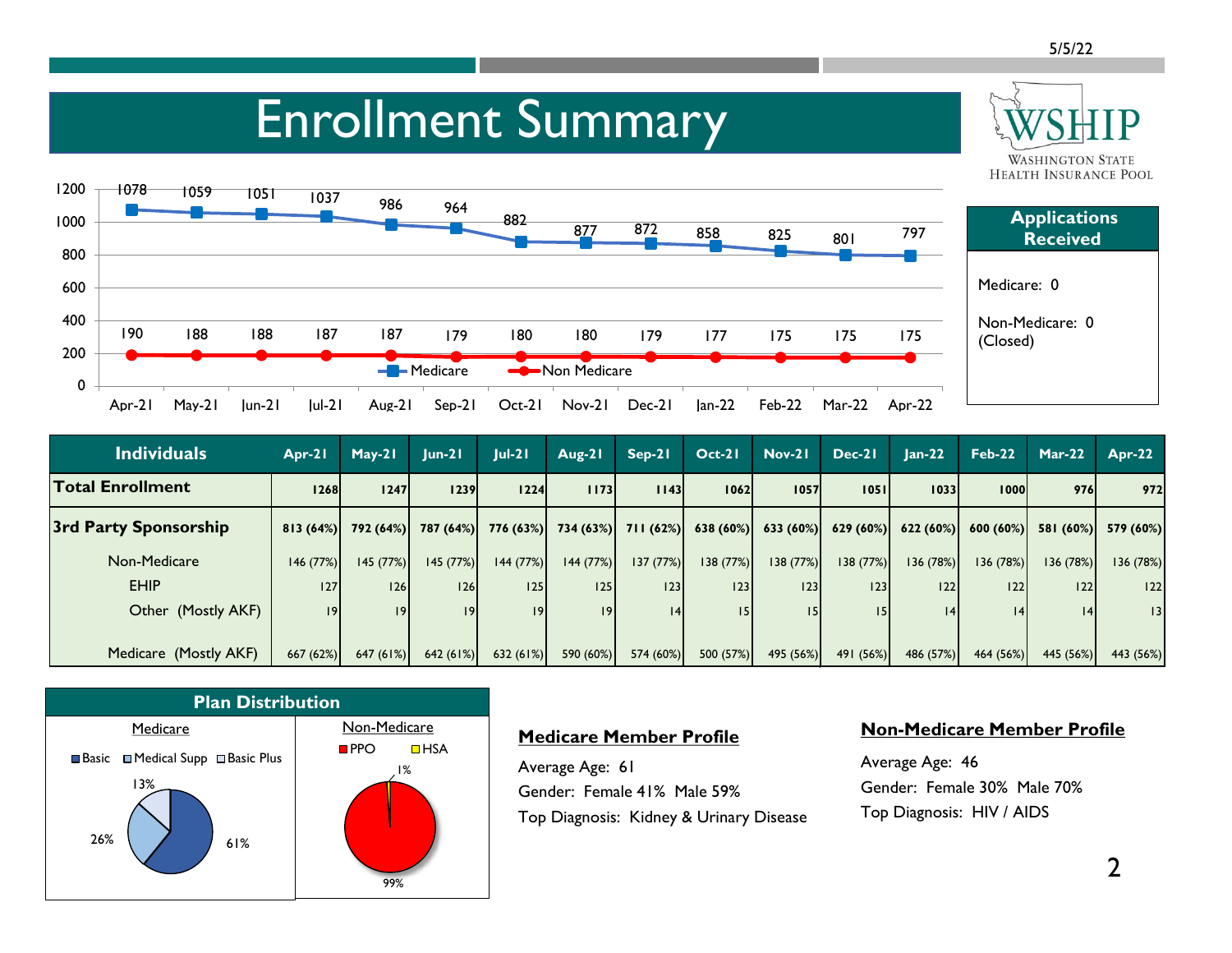# Enrollment Summary

WSHIP
Washington State Health Insurance Pool

| | Apr-21 | May-21 | Jun-21 | Jul-21 | Aug-21 | Sep-21 | Oct-21 | Nov-21 | Dec-21 | Jan-22 | Feb-22 | Mar-22 | Apr-22 |
|---|---|---|---|---|---|---|---|---|---|---|---|---|---|
| Medicare | 1078 | 1059 | 1051 | 1037 | 986 | 964 | 882 | 877 | 872 | 858 | 825 | 801 | 797 |
| Non Medicare | 190 | 188 | 188 | 187 | 187 | 179 | 180 | 180 | 179 | 177 | 175 | 175 | 175 |

**Applications Received**

Medicare: 0

Non-Medicare: 0 (Closed)

| Individuals | Apr-21 | May-21 | Jun-21 | Jul-21 | Aug-21 | Sep-21 | Oct-21 | Nov-21 | Dec-21 | Jan-22 | Feb-22 | Mar-22 | Apr-22 |
|---|---|---|---|---|---|---|---|---|---|---|---|---|---|
| **Total Enrollment** | 1268 | 1247 | 1239 | 1224 | 1173 | 1143 | 1062 | 1057 | 1051 | 1033 | 1000 | 976 | 972 |
| **3rd Party Sponsorship** | 813 (64%) | 792 (64%) | 787 (64%) | 776 (63%) | 734 (63%) | 711 (62%) | 638 (60%) | 633 (60%) | 629 (60%) | 622 (60%) | 600 (60%) | 581 (60%) | 579 (60%) |
| Non-Medicare | 146 (77%) | 145 (77%) | 145 (77%) | 144 (77%) | 144 (77%) | 137 (77%) | 138 (77%) | 138 (77%) | 138 (77%) | 136 (78%) | 136 (78%) | 136 (78%) | 136 (78%) |
| EHIP | 127 | 126 | 126 | 125 | 125 | 123 | 123 | 123 | 123 | 122 | 122 | 122 | 122 |
| Other (Mostly AKF) | 19 | 19 | 19 | 19 | 19 | 14 | 15 | 15 | 15 | 14 | 14 | 14 | 13 |
| Medicare (Mostly AKF) | 667 (62%) | 647 (61%) | 642 (61%) | 632 (61%) | 590 (60%) | 574 (60%) | 500 (57%) | 495 (56%) | 491 (56%) | 486 (57%) | 464 (56%) | 445 (56%) | 443 (56%) |

**Plan Distribution**

| Medicare | |
|---|---|
| Basic | 61% |
| Medical Supp | 26% |
| Basic Plus | 13% |

| Non-Medicare | |
|---|---|
| PPO | 99% |
| HSA | 1% |

**Medicare Member Profile**

Average Age: 61

Gender: Female 41% Male 59%

Top Diagnosis: Kidney & Urinary Disease

**Non-Medicare Member Profile**

Average Age: 46

Gender: Female 30% Male 70%

Top Diagnosis: HIV / AIDS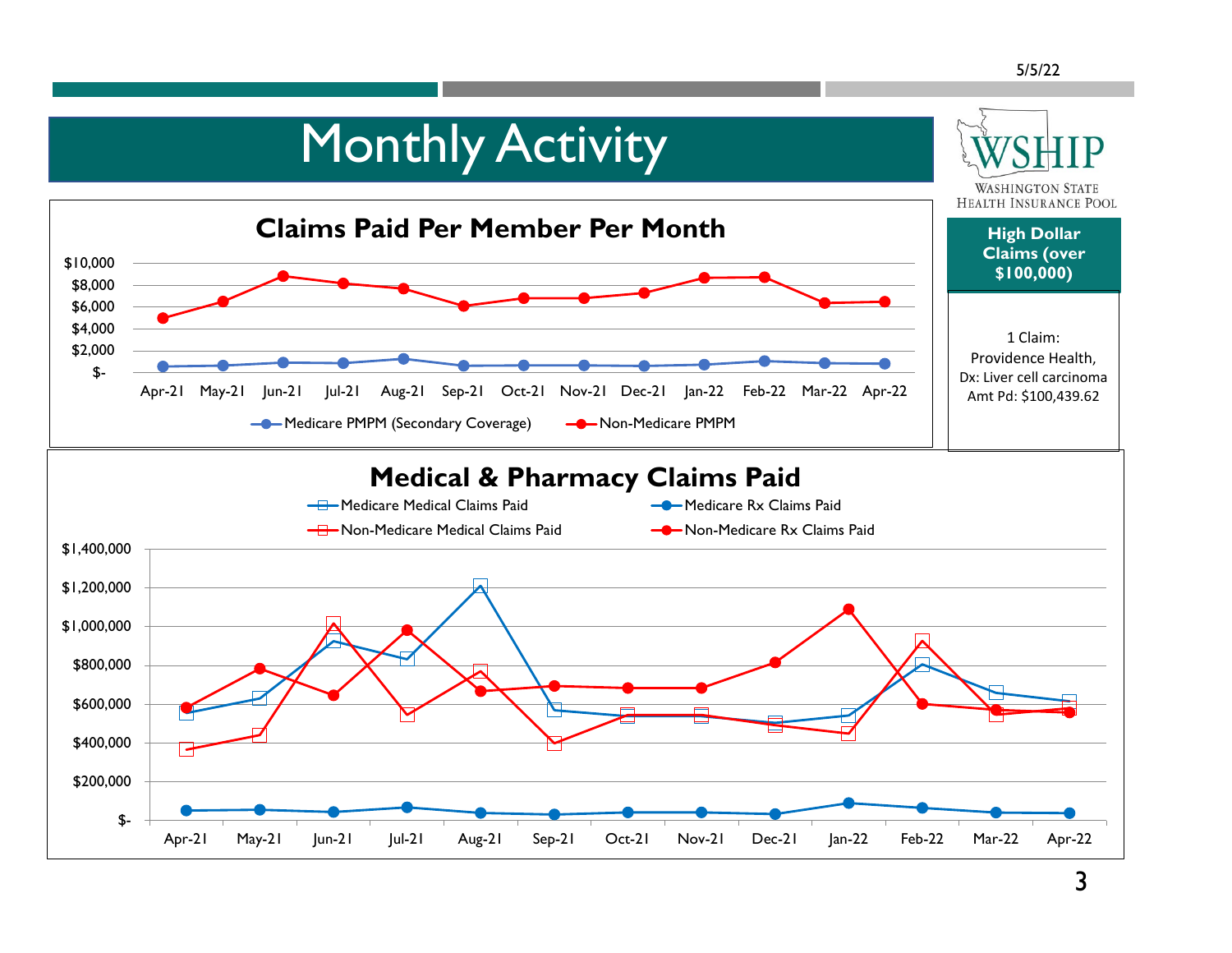# Monthly Activity

**WSHIP** — Washington State Health Insurance Pool

## Claims Paid Per Member Per Month

Series: Medicare PMPM (Secondary Coverage); Non-Medicare PMPM

Months: Apr-21, May-21, Jun-21, Jul-21, Aug-21, Sep-21, Oct-21, Nov-21, Dec-21, Jan-22, Feb-22, Mar-22, Apr-22

## High Dollar Claims (over $100,000)

1 Claim:
Providence Health,
Dx: Liver cell carcinoma
Amt Pd: $100,439.62

## Medical & Pharmacy Claims Paid

Series: Medicare Medical Claims Paid; Medicare Rx Claims Paid; Non-Medicare Medical Claims Paid; Non-Medicare Rx Claims Paid

Months: Apr-21, May-21, Jun-21, Jul-21, Aug-21, Sep-21, Oct-21, Nov-21, Dec-21, Jan-22, Feb-22, Mar-22, Apr-22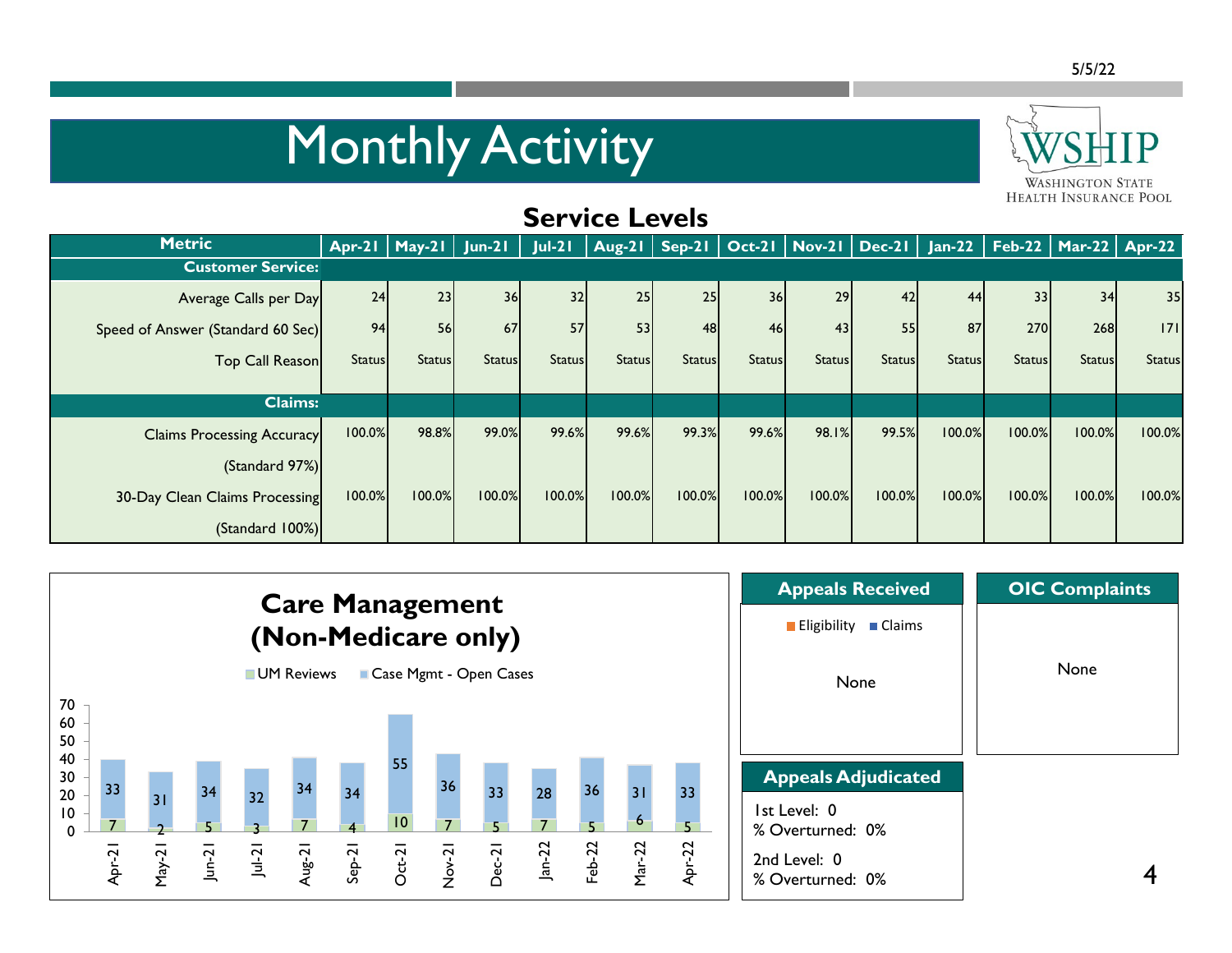# Monthly Activity

WSHIP
Washington State Health Insurance Pool

## Service Levels

| Metric | Apr-21 | May-21 | Jun-21 | Jul-21 | Aug-21 | Sep-21 | Oct-21 | Nov-21 | Dec-21 | Jan-22 | Feb-22 | Mar-22 | Apr-22 |
|---|---|---|---|---|---|---|---|---|---|---|---|---|---|
| **Customer Service:** | | | | | | | | | | | | | |
| Average Calls per Day | 24 | 23 | 36 | 32 | 25 | 25 | 36 | 29 | 42 | 44 | 33 | 34 | 35 |
| Speed of Answer (Standard 60 Sec) | 94 | 56 | 67 | 57 | 53 | 48 | 46 | 43 | 55 | 87 | 270 | 268 | 171 |
| Top Call Reason | Status | Status | Status | Status | Status | Status | Status | Status | Status | Status | Status | Status | Status |
| **Claims:** | | | | | | | | | | | | | |
| Claims Processing Accuracy (Standard 97%) | 100.0% | 98.8% | 99.0% | 99.6% | 99.6% | 99.3% | 99.6% | 98.1% | 99.5% | 100.0% | 100.0% | 100.0% | 100.0% |
| 30-Day Clean Claims Processing (Standard 100%) | 100.0% | 100.0% | 100.0% | 100.0% | 100.0% | 100.0% | 100.0% | 100.0% | 100.0% | 100.0% | 100.0% | 100.0% | 100.0% |

## Care Management (Non-Medicare only)

| Month | UM Reviews | Case Mgmt - Open Cases |
|---|---|---|
| Apr-21 | 7 | 33 |
| May-21 | 2 | 31 |
| Jun-21 | 5 | 34 |
| Jul-21 | 3 | 32 |
| Aug-21 | 7 | 34 |
| Sep-21 | 4 | 34 |
| Oct-21 | 10 | 55 |
| Nov-21 | 7 | 36 |
| Dec-21 | 5 | 33 |
| Jan-22 | 7 | 28 |
| Feb-22 | 5 | 36 |
| Mar-22 | 6 | 31 |
| Apr-22 | 5 | 33 |

## Appeals Received

Eligibility | Claims

None

## OIC Complaints

None

## Appeals Adjudicated

1st Level: 0
% Overturned: 0%

2nd Level: 0
% Overturned: 0%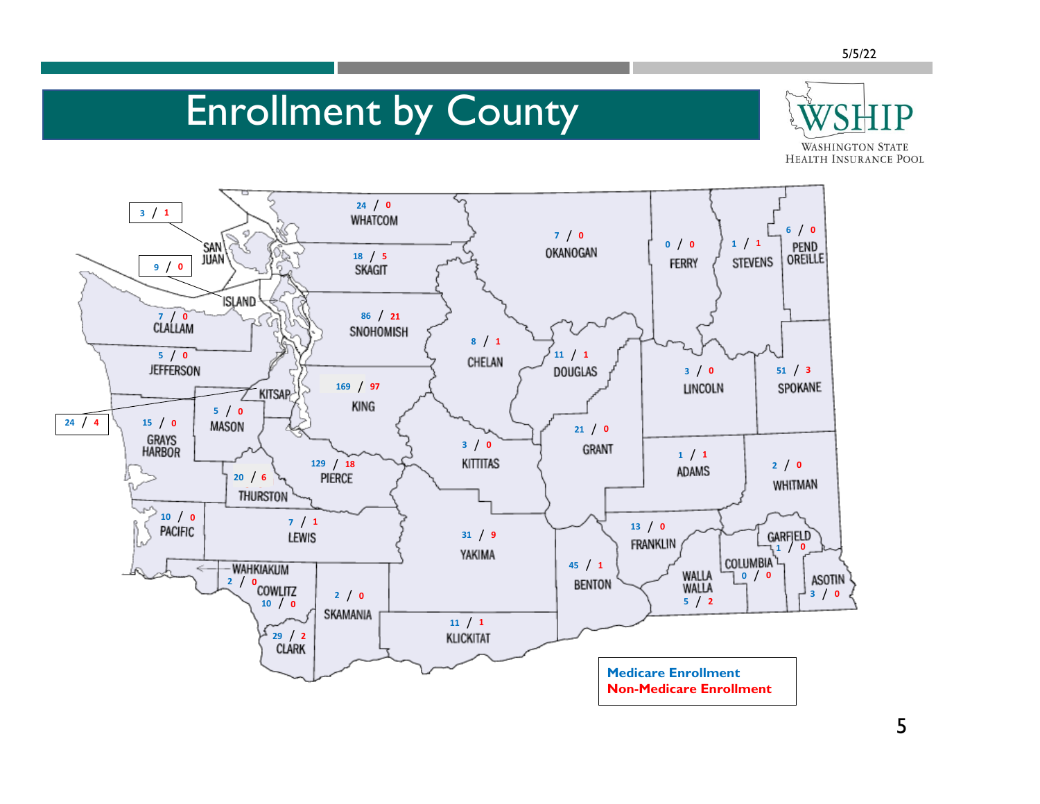# Enrollment by County

WSHIP
WASHINGTON STATE
HEALTH INSURANCE POOL

SAN JUAN 3 / 1
ISLAND 9 / 0
WHATCOM 24 / 0
SKAGIT 18 / 5
OKANOGAN 7 / 0
FERRY 0 / 0
STEVENS 1 / 1
PEND OREILLE 6 / 0
CLALLAM 7 / 0
SNOHOMISH 86 / 21
CHELAN 8 / 1
DOUGLAS 11 / 1
LINCOLN 3 / 0
SPOKANE 51 / 3
JEFFERSON 5 / 0
KITSAP 24 / 4
KING 169 / 97
MASON 5 / 0
GRAYS HARBOR 15 / 0
KITTITAS 3 / 0
GRANT 21 / 0
ADAMS 1 / 1
WHITMAN 2 / 0
THURSTON 20 / 6
PIERCE 129 / 18
PACIFIC 10 / 0
LEWIS 7 / 1
YAKIMA 31 / 9
FRANKLIN 13 / 0
GARFIELD 1 / 0
BENTON 45 / 1
WALLA WALLA 5 / 2
COLUMBIA 0 / 0
ASOTIN 3 / 0
WAHKIAKUM 2 / 0
COWLITZ 10 / 0
SKAMANIA 2 / 0
KLICKITAT 11 / 1
CLARK 29 / 2

**Medicare Enrollment**
**Non-Medicare Enrollment**